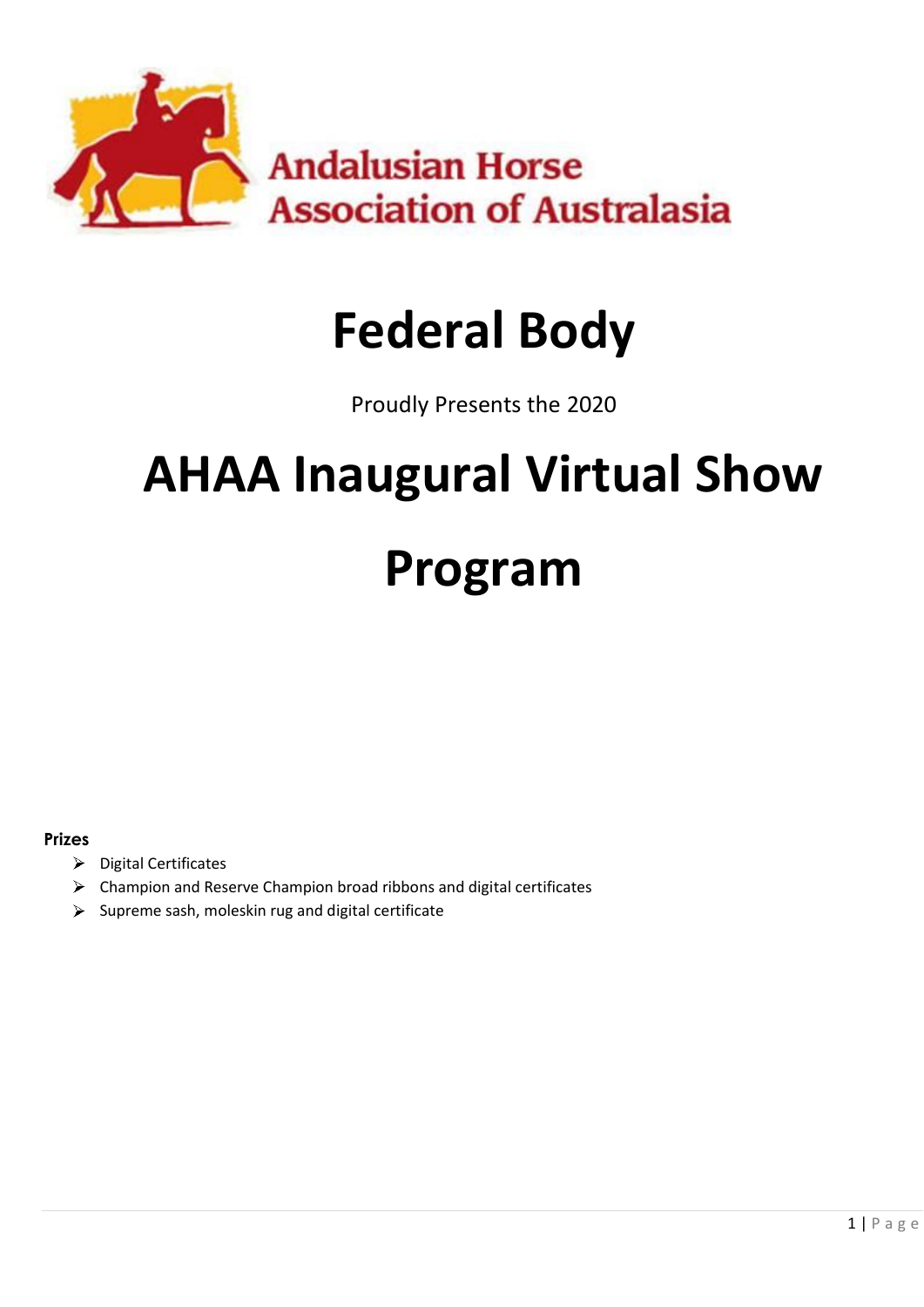Andalusian Horse Association of Australasia

# Federal Body

Proudly Presents the 2020

# AHAA Inaugural Virtual Show

# Program

**Prizes**

- Digital Certificates
- Champion and Reserve Champion broad ribbons and digital certificates
- Supreme sash, moleskin rug and digital certificate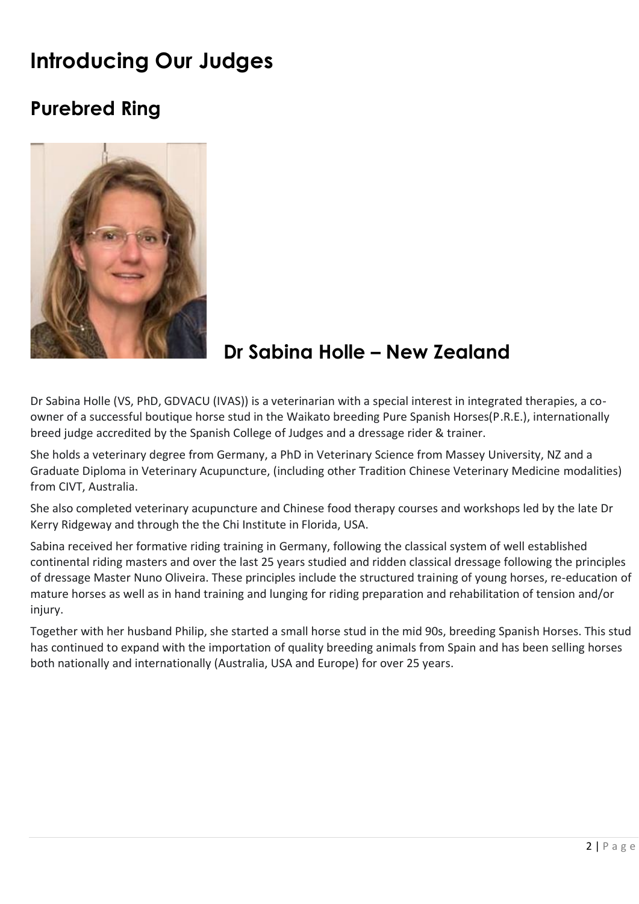# Introducing Our Judges

## Purebred Ring

### Dr Sabina Holle – New Zealand

Dr Sabina Holle (VS, PhD, GDVACU (IVAS)) is a veterinarian with a special interest in integrated therapies, a co-owner of a successful boutique horse stud in the Waikato breeding Pure Spanish Horses(P.R.E.), internationally breed judge accredited by the Spanish College of Judges and a dressage rider & trainer.

She holds a veterinary degree from Germany, a PhD in Veterinary Science from Massey University, NZ and a Graduate Diploma in Veterinary Acupuncture, (including other Tradition Chinese Veterinary Medicine modalities) from CIVT, Australia.

She also completed veterinary acupuncture and Chinese food therapy courses and workshops led by the late Dr Kerry Ridgeway and through the the Chi Institute in Florida, USA.

Sabina received her formative riding training in Germany, following the classical system of well established continental riding masters and over the last 25 years studied and ridden classical dressage following the principles of dressage Master Nuno Oliveira. These principles include the structured training of young horses, re-education of mature horses as well as in hand training and lunging for riding preparation and rehabilitation of tension and/or injury.

Together with her husband Philip, she started a small horse stud in the mid 90s, breeding Spanish Horses. This stud has continued to expand with the importation of quality breeding animals from Spain and has been selling horses both nationally and internationally (Australia, USA and Europe) for over 25 years.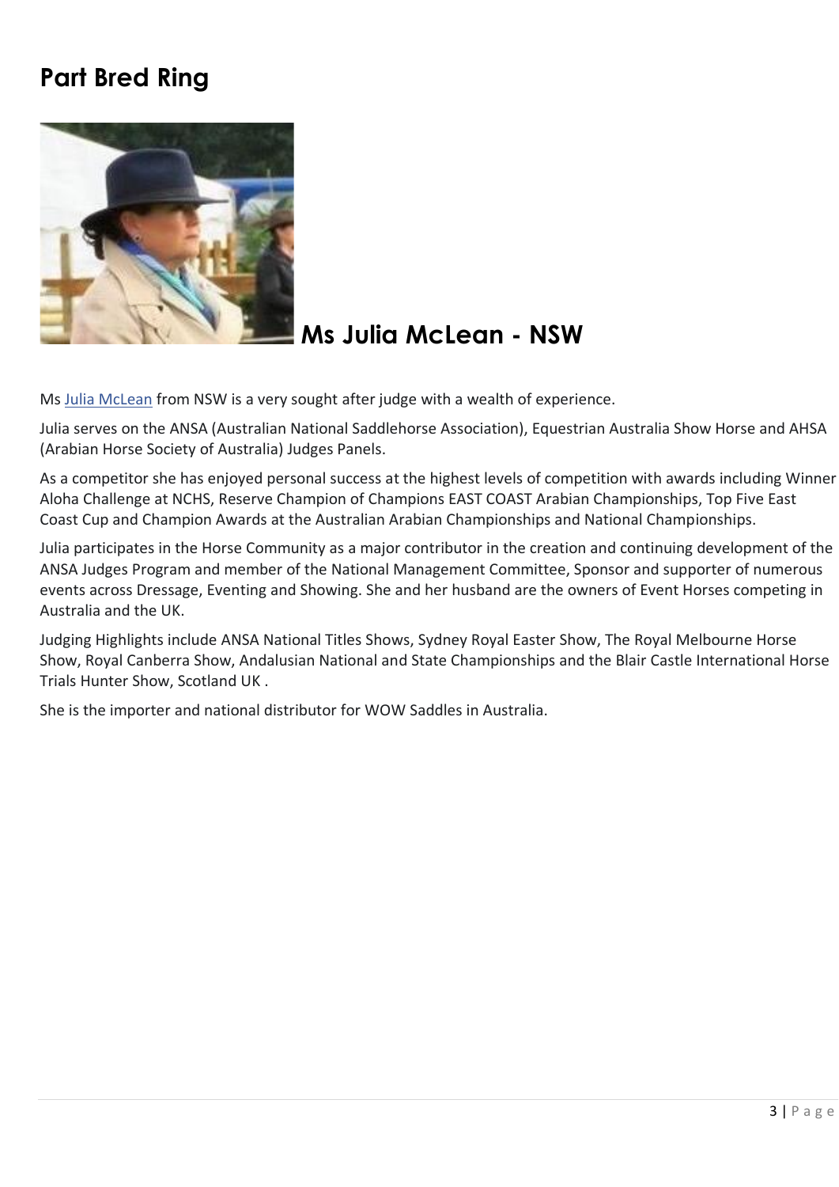## Part Bred Ring

### Ms Julia McLean - NSW

Ms Julia McLean from NSW is a very sought after judge with a wealth of experience.

Julia serves on the ANSA (Australian National Saddlehorse Association), Equestrian Australia Show Horse and AHSA (Arabian Horse Society of Australia) Judges Panels.

As a competitor she has enjoyed personal success at the highest levels of competition with awards including Winner Aloha Challenge at NCHS, Reserve Champion of Champions EAST COAST Arabian Championships, Top Five East Coast Cup and Champion Awards at the Australian Arabian Championships and National Championships.

Julia participates in the Horse Community as a major contributor in the creation and continuing development of the ANSA Judges Program and member of the National Management Committee, Sponsor and supporter of numerous events across Dressage, Eventing and Showing. She and her husband are the owners of Event Horses competing in Australia and the UK.

Judging Highlights include ANSA National Titles Shows, Sydney Royal Easter Show, The Royal Melbourne Horse Show, Royal Canberra Show, Andalusian National and State Championships and the Blair Castle International Horse Trials Hunter Show, Scotland UK .

She is the importer and national distributor for WOW Saddles in Australia.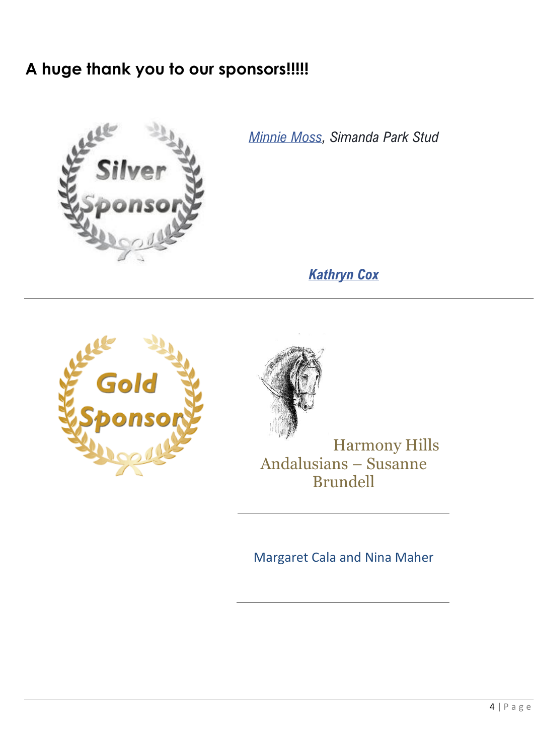## A huge thank you to our sponsors!!!!!

Silver Sponsor

*Minnie Moss, Simanda Park Stud*

***Kathryn Cox***

---

Gold Sponsor

Harmony Hills Andalusians – Susanne Brundell

---

Margaret Cala and Nina Maher

---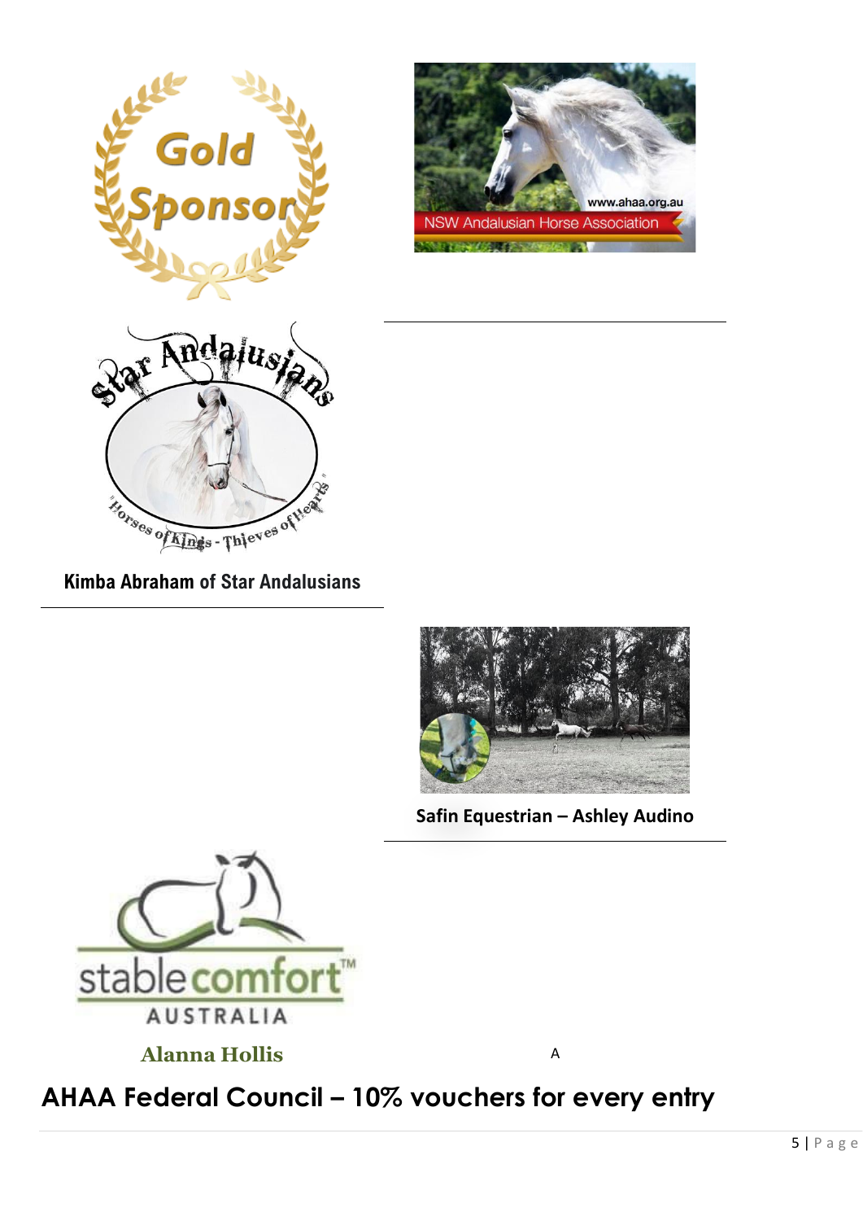Gold Sponsor

www.ahaa.org.au

NSW Andalusian Horse Association

Star Andalusians

"Horses of Kings - Thieves of Hearts"

**Kimba Abraham of Star Andalusians**

**Safin Equestrian – Ashley Audino**

stable comfort™ AUSTRALIA

**Alanna Hollis**

A

## AHAA Federal Council – 10% vouchers for every entry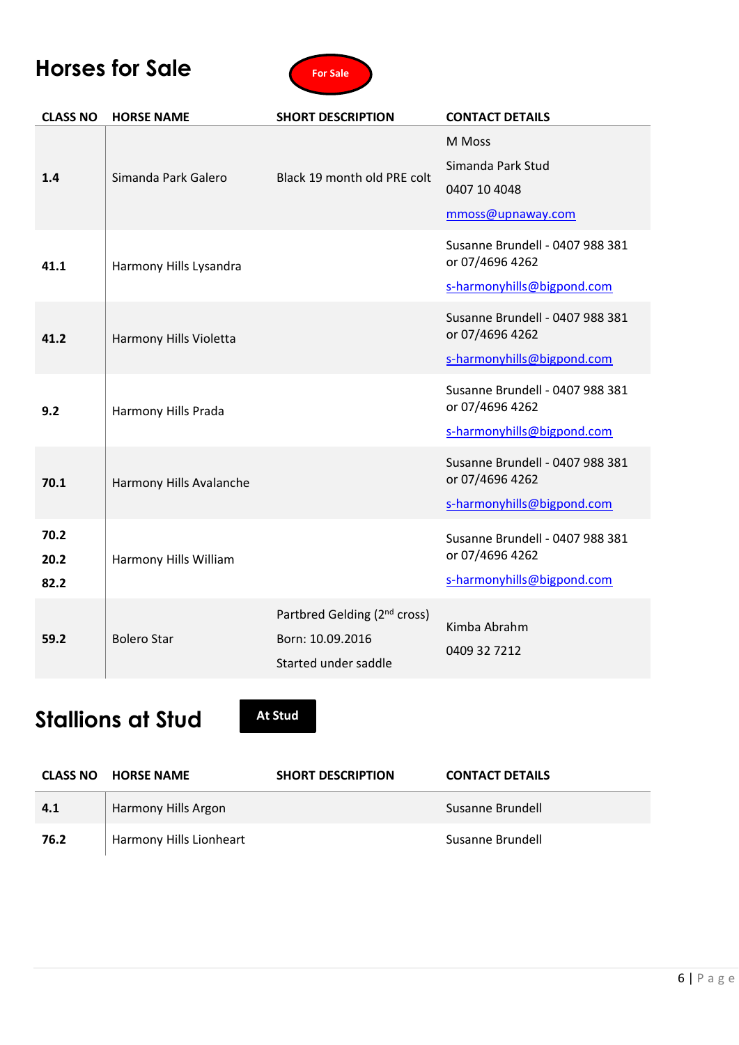# Horses for Sale

For Sale

| CLASS NO | HORSE NAME | SHORT DESCRIPTION | CONTACT DETAILS |
|---|---|---|---|
| 1.4 | Simanda Park Galero | Black 19 month old PRE colt | M Moss<br>Simanda Park Stud<br>0407 10 4048<br>mmoss@upnaway.com |
| 41.1 | Harmony Hills Lysandra | | Susanne Brundell - 0407 988 381 or 07/4696 4262<br>s-harmonyhills@bigpond.com |
| 41.2 | Harmony Hills Violetta | | Susanne Brundell - 0407 988 381 or 07/4696 4262<br>s-harmonyhills@bigpond.com |
| 9.2 | Harmony Hills Prada | | Susanne Brundell - 0407 988 381 or 07/4696 4262<br>s-harmonyhills@bigpond.com |
| 70.1 | Harmony Hills Avalanche | | Susanne Brundell - 0407 988 381 or 07/4696 4262<br>s-harmonyhills@bigpond.com |
| 70.2<br>20.2<br>82.2 | Harmony Hills William | | Susanne Brundell - 0407 988 381 or 07/4696 4262<br>s-harmonyhills@bigpond.com |
| 59.2 | Bolero Star | Partbred Gelding (2nd cross)<br>Born: 10.09.2016<br>Started under saddle | Kimba Abrahm<br>0409 32 7212 |

# Stallions at Stud

At Stud

| CLASS NO | HORSE NAME | SHORT DESCRIPTION | CONTACT DETAILS |
|---|---|---|---|
| 4.1 | Harmony Hills Argon | | Susanne Brundell |
| 76.2 | Harmony Hills Lionheart | | Susanne Brundell |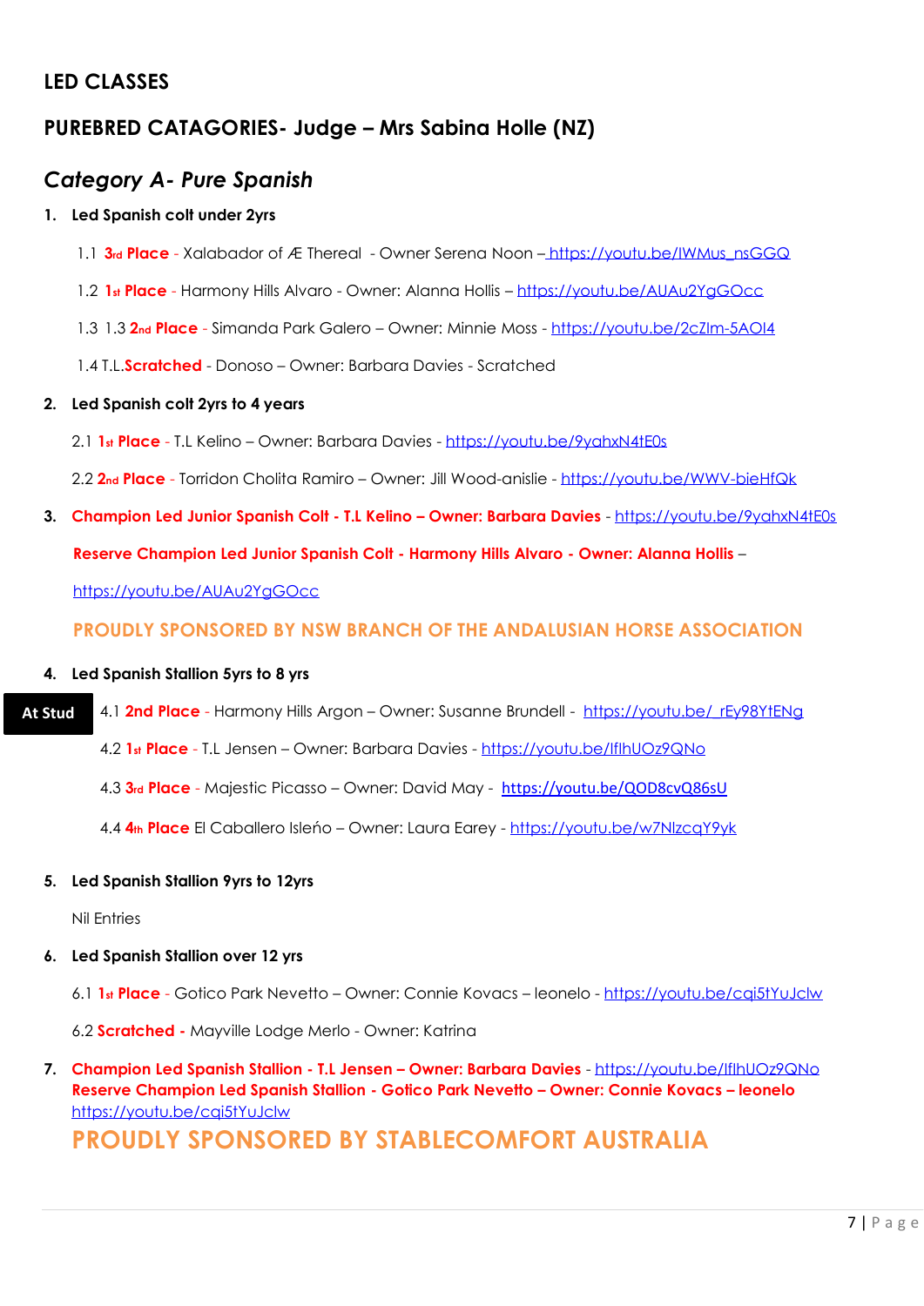## LED CLASSES

## PUREBRED CATAGORIES- Judge – Mrs Sabina Holle (NZ)

### *Category A- Pure Spanish*

1. **Led Spanish colt under 2yrs**

   1.1 **3rd Place** - Xalabador of Æ Thereal - Owner Serena Noon – https://youtu.be/IWMus_nsGGQ

   1.2 **1st Place** - Harmony Hills Alvaro - Owner: Alanna Hollis – https://youtu.be/AUAu2YgGOcc

   1.3 1.3 **2nd Place** - Simanda Park Galero – Owner: Minnie Moss - https://youtu.be/2cZlm-5AOI4

   1.4 T.L.**Scratched** - Donoso – Owner: Barbara Davies - Scratched

2. **Led Spanish colt 2yrs to 4 years**

   2.1 **1st Place** - T.L Kelino – Owner: Barbara Davies - https://youtu.be/9yahxN4tE0s

   2.2 **2nd Place** - Torridon Cholita Ramiro – Owner: Jill Wood-anislie - https://youtu.be/WWV-bieHfQk

3. **Champion Led Junior Spanish Colt - T.L Kelino – Owner: Barbara Davies** - https://youtu.be/9yahxN4tE0s

   **Reserve Champion Led Junior Spanish Colt - Harmony Hills Alvaro - Owner: Alanna Hollis** –

   https://youtu.be/AUAu2YgGOcc

   **PROUDLY SPONSORED BY NSW BRANCH OF THE ANDALUSIAN HORSE ASSOCIATION**

4. **Led Spanish Stallion 5yrs to 8 yrs**

   **At Stud** 4.1 **2nd Place** - Harmony Hills Argon – Owner: Susanne Brundell - https://youtu.be/_rEy98YtENg

   4.2 **1st Place** - T.L Jensen – Owner: Barbara Davies - https://youtu.be/IflhUOz9QNo

   4.3 **3rd Place** - Majestic Picasso – Owner: David May - https://youtu.be/QOD8cvQ86sU

   4.4 **4th Place** El Caballero Isleńo – Owner: Laura Earey - https://youtu.be/w7NlzcqY9yk

5. **Led Spanish Stallion 9yrs to 12yrs**

   Nil Entries

6. **Led Spanish Stallion over 12 yrs**

   6.1 **1st Place** - Gotico Park Nevetto – Owner: Connie Kovacs – leonelo - https://youtu.be/cqi5tYuJclw

   6.2 **Scratched** - Mayville Lodge Merlo - Owner: Katrina

7. **Champion Led Spanish Stallion - T.L Jensen – Owner: Barbara Davies** - https://youtu.be/IflhUOz9QNo
   **Reserve Champion Led Spanish Stallion - Gotico Park Nevetto – Owner: Connie Kovacs – leonelo**
   https://youtu.be/cqi5tYuJclw
   **PROUDLY SPONSORED BY STABLECOMFORT AUSTRALIA**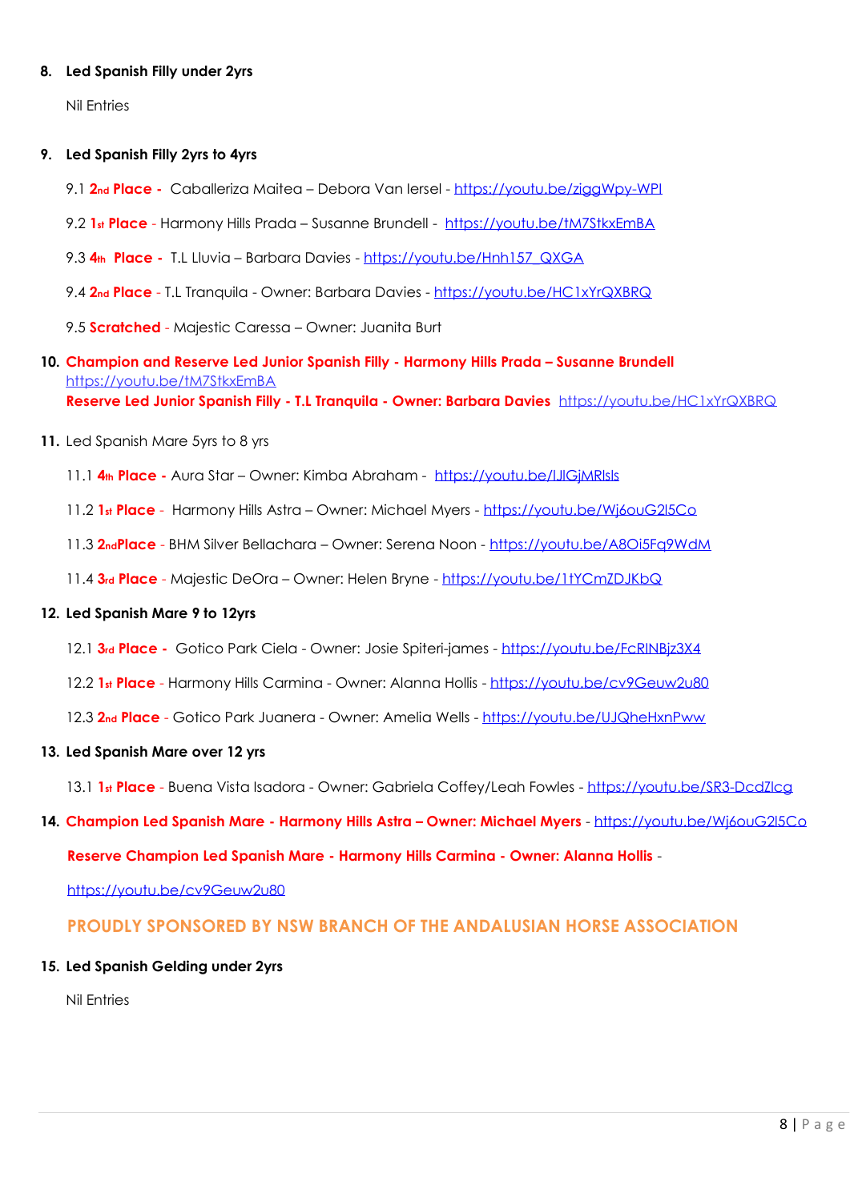8. **Led Spanish Filly under 2yrs**

   Nil Entries

9. **Led Spanish Filly 2yrs to 4yrs**

   9.1 **2nd Place -** Caballeriza Maitea – Debora Van Iersel - https://youtu.be/ziggWpy-WPI

   9.2 **1st Place** - Harmony Hills Prada – Susanne Brundell - https://youtu.be/tM7StkxEmBA

   9.3 **4th Place -** T.L Lluvia – Barbara Davies - https://youtu.be/Hnh157_QXGA

   9.4 **2nd Place** - T.L Tranquila - Owner: Barbara Davies - https://youtu.be/HC1xYrQXBRQ

   9.5 **Scratched** - Majestic Caressa – Owner: Juanita Burt

10. **Champion and Reserve Led Junior Spanish Filly - Harmony Hills Prada – Susanne Brundell** https://youtu.be/tM7StkxEmBA
    **Reserve Led Junior Spanish Filly - T.L Tranquila - Owner: Barbara Davies** https://youtu.be/HC1xYrQXBRQ

11. Led Spanish Mare 5yrs to 8 yrs

    11.1 **4th Place -** Aura Star – Owner: Kimba Abraham - https://youtu.be/lJlGjMRlsls

    11.2 **1st Place** - Harmony Hills Astra – Owner: Michael Myers - https://youtu.be/Wj6ouG2l5Co

    11.3 **2ndPlace** - BHM Silver Bellachara – Owner: Serena Noon - https://youtu.be/A8Oi5Fq9WdM

    11.4 **3rd Place** - Majestic DeOra – Owner: Helen Bryne - https://youtu.be/1tYCmZDJKbQ

12. **Led Spanish Mare 9 to 12yrs**

    12.1 **3rd Place -** Gotico Park Ciela - Owner: Josie Spiteri-james - https://youtu.be/FcRINBjz3X4

    12.2 **1st Place** - Harmony Hills Carmina - Owner: Alanna Hollis - https://youtu.be/cv9Geuw2u80

    12.3 **2nd Place** - Gotico Park Juanera - Owner: Amelia Wells - https://youtu.be/UJQheHxnPww

13. **Led Spanish Mare over 12 yrs**

    13.1 **1st Place** - Buena Vista Isadora - Owner: Gabriela Coffey/Leah Fowles - https://youtu.be/SR3-DcdZlcg

14. **Champion Led Spanish Mare - Harmony Hills Astra – Owner: Michael Myers** - https://youtu.be/Wj6ouG2l5Co

    **Reserve Champion Led Spanish Mare - Harmony Hills Carmina - Owner: Alanna Hollis** -

    https://youtu.be/cv9Geuw2u80

    **PROUDLY SPONSORED BY NSW BRANCH OF THE ANDALUSIAN HORSE ASSOCIATION**

15. **Led Spanish Gelding under 2yrs**

    Nil Entries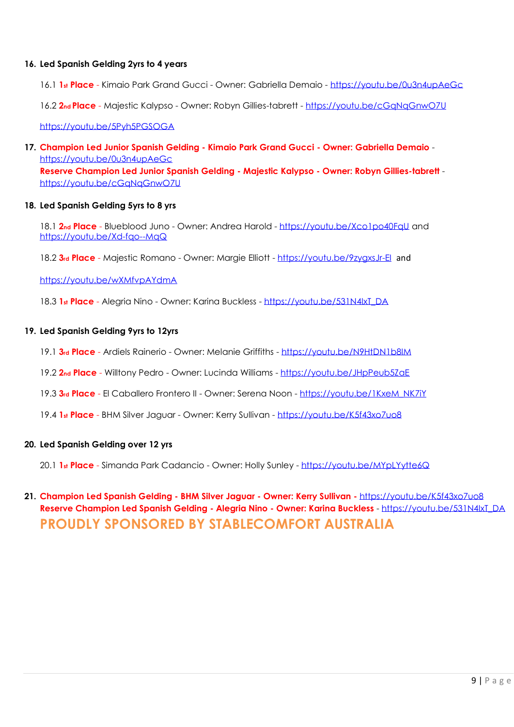16. **Led Spanish Gelding 2yrs to 4 years**

    16.1 **1st Place** - Kimaio Park Grand Gucci - Owner: Gabriella Demaio - https://youtu.be/0u3n4upAeGc

    16.2 **2nd Place** - Majestic Kalypso - Owner: Robyn Gillies-tabrett - https://youtu.be/cGqNqGnwO7U

    https://youtu.be/5Pyh5PGSOGA

17. **Champion Led Junior Spanish Gelding - Kimaio Park Grand Gucci - Owner: Gabriella Demaio** - https://youtu.be/0u3n4upAeGc
    **Reserve Champion Led Junior Spanish Gelding - Majestic Kalypso - Owner: Robyn Gillies-tabrett** - https://youtu.be/cGqNqGnwO7U

18. **Led Spanish Gelding 5yrs to 8 yrs**

    18.1 **2nd Place** - Blueblood Juno - Owner: Andrea Harold - https://youtu.be/Xco1po40FqU and https://youtu.be/Xd-fqo--MqQ

    18.2 **3rd Place** - Majestic Romano - Owner: Margie Elliott - https://youtu.be/9zygxsJr-El and

    https://youtu.be/wXMfvpAYdmA

    18.3 **1st Place** - Alegria Nino - Owner: Karina Buckless - https://youtu.be/531N4lxT_DA

19. **Led Spanish Gelding 9yrs to 12yrs**

    19.1 **3rd Place** - Ardiels Rainerio - Owner: Melanie Griffiths - https://youtu.be/N9HtDN1b8lM

    19.2 **2nd Place** - Willtony Pedro - Owner: Lucinda Williams - https://youtu.be/JHpPeub5ZaE

    19.3 **3rd Place** - El Caballero Frontero II - Owner: Serena Noon - https://youtu.be/1KxeM_NK7iY

    19.4 **1st Place** - BHM Silver Jaguar - Owner: Kerry Sullivan - https://youtu.be/K5f43xo7uo8

20. **Led Spanish Gelding over 12 yrs**

    20.1 **1st Place** - Simanda Park Cadancio - Owner: Holly Sunley - https://youtu.be/MYpLYytte6Q

21. **Champion Led Spanish Gelding - BHM Silver Jaguar - Owner: Kerry Sullivan -** https://youtu.be/K5f43xo7uo8
    **Reserve Champion Led Spanish Gelding - Alegria Nino - Owner: Karina Buckless** - https://youtu.be/531N4lxT_DA

    **PROUDLY SPONSORED BY STABLECOMFORT AUSTRALIA**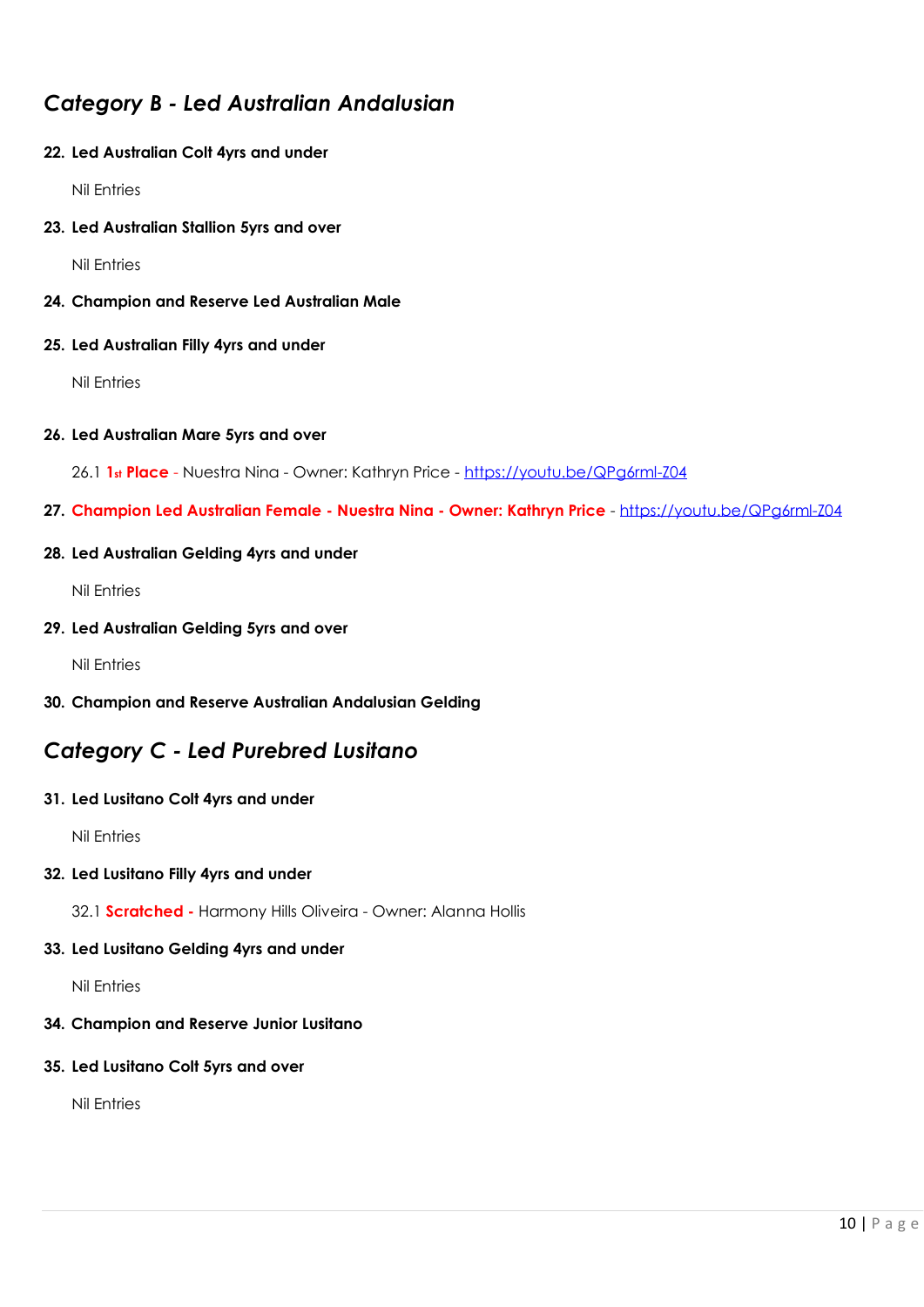## *Category B - Led Australian Andalusian*

**22. Led Australian Colt 4yrs and under**

Nil Entries

**23. Led Australian Stallion 5yrs and over**

Nil Entries

**24. Champion and Reserve Led Australian Male**

**25. Led Australian Filly 4yrs and under**

Nil Entries

**26. Led Australian Mare 5yrs and over**

26.1 **1st Place** - Nuestra Nina - Owner: Kathryn Price - https://youtu.be/QPg6rml-Z04

**27. Champion Led Australian Female - Nuestra Nina - Owner: Kathryn Price** - https://youtu.be/QPg6rml-Z04

**28. Led Australian Gelding 4yrs and under**

Nil Entries

**29. Led Australian Gelding 5yrs and over**

Nil Entries

**30. Champion and Reserve Australian Andalusian Gelding**

## *Category C - Led Purebred Lusitano*

**31. Led Lusitano Colt 4yrs and under**

Nil Entries

**32. Led Lusitano Filly 4yrs and under**

32.1 **Scratched -** Harmony Hills Oliveira - Owner: Alanna Hollis

**33. Led Lusitano Gelding 4yrs and under**

Nil Entries

**34. Champion and Reserve Junior Lusitano**

**35. Led Lusitano Colt 5yrs and over**

Nil Entries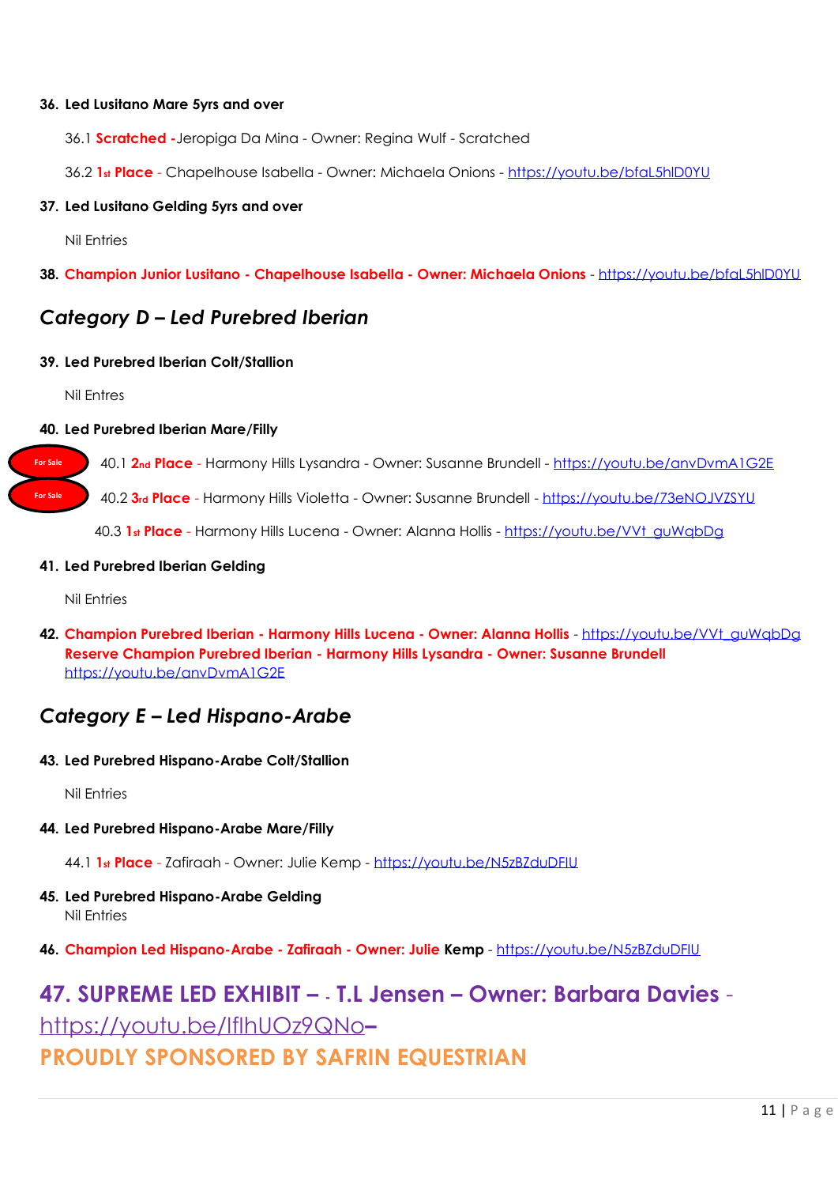**36. Led Lusitano Mare 5yrs and over**

36.1 **Scratched** -Jeropiga Da Mina - Owner: Regina Wulf - Scratched

36.2 **1st Place** - Chapelhouse Isabella - Owner: Michaela Onions - https://youtu.be/bfaL5hlD0YU

**37. Led Lusitano Gelding 5yrs and over**

Nil Entries

**38. Champion Junior Lusitano - Chapelhouse Isabella - Owner: Michaela Onions** - https://youtu.be/bfaL5hlD0YU

## *Category D – Led Purebred Iberian*

**39. Led Purebred Iberian Colt/Stallion**

Nil Entres

**40. Led Purebred Iberian Mare/Filly**

For Sale 40.1 **2nd Place** - Harmony Hills Lysandra - Owner: Susanne Brundell - https://youtu.be/anvDvmA1G2E

For Sale 40.2 **3rd Place** - Harmony Hills Violetta - Owner: Susanne Brundell - https://youtu.be/73eNOJVZSYU

40.3 **1st Place** - Harmony Hills Lucena - Owner: Alanna Hollis - https://youtu.be/VVt_guWqbDg

**41. Led Purebred Iberian Gelding**

Nil Entries

**42. Champion Purebred Iberian - Harmony Hills Lucena - Owner: Alanna Hollis** - https://youtu.be/VVt_guWqbDg
**Reserve Champion Purebred Iberian - Harmony Hills Lysandra - Owner: Susanne Brundell**
https://youtu.be/anvDvmA1G2E

## *Category E – Led Hispano-Arabe*

**43. Led Purebred Hispano-Arabe Colt/Stallion**

Nil Entries

**44. Led Purebred Hispano-Arabe Mare/Filly**

44.1 **1st Place** - Zafiraah - Owner: Julie Kemp - https://youtu.be/N5zBZduDFIU

**45. Led Purebred Hispano-Arabe Gelding**
Nil Entries

**46. Champion Led Hispano-Arabe - Zafiraah - Owner: Julie Kemp** - https://youtu.be/N5zBZduDFIU

## 47. SUPREME LED EXHIBIT – - T.L Jensen – Owner: Barbara Davies - https://youtu.be/IflhUOz9QNo–

## PROUDLY SPONSORED BY SAFRIN EQUESTRIAN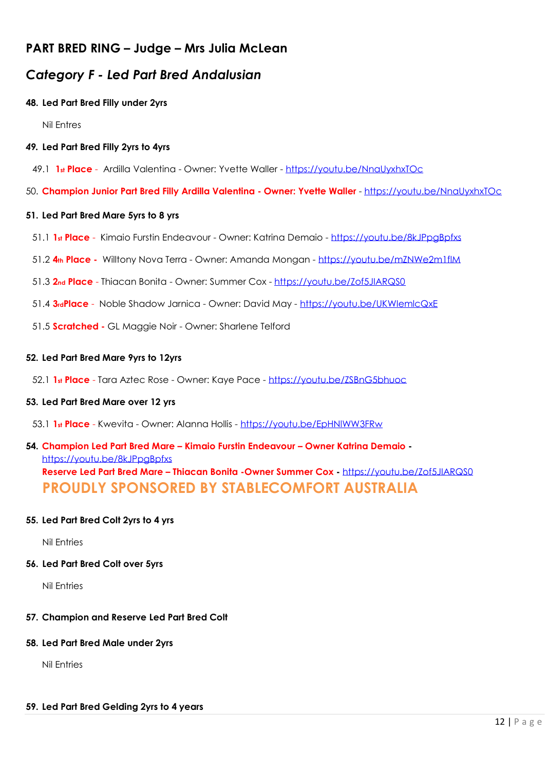## PART BRED RING – Judge – Mrs Julia McLean

### *Category F - Led Part Bred Andalusian*

**48. Led Part Bred Filly under 2yrs**

Nil Entres

**49. Led Part Bred Filly 2yrs to 4yrs**

49.1 **1st Place** - Ardilla Valentina - Owner: Yvette Waller - https://youtu.be/NnaUyxhxTOc

50. **Champion Junior Part Bred Filly Ardilla Valentina - Owner: Yvette Waller** - https://youtu.be/NnaUyxhxTOc

**51. Led Part Bred Mare 5yrs to 8 yrs**

51.1 **1st Place** - Kimaio Furstin Endeavour - Owner: Katrina Demaio - https://youtu.be/8kJPpgBpfxs

51.2 **4th Place** - Willtony Nova Terra - Owner: Amanda Mongan - https://youtu.be/mZNWe2m1flM

51.3 **2nd Place** - Thiacan Bonita - Owner: Summer Cox - https://youtu.be/Zof5JIARQS0

51.4 **3rdPlace** - Noble Shadow Jarnica - Owner: David May - https://youtu.be/UKWlemlcQxE

51.5 **Scratched** - GL Maggie Noir - Owner: Sharlene Telford

**52. Led Part Bred Mare 9yrs to 12yrs**

52.1 **1st Place** - Tara Aztec Rose - Owner: Kaye Pace - https://youtu.be/ZSBnG5bhuoc

**53. Led Part Bred Mare over 12 yrs**

53.1 **1st Place** - Kwevita - Owner: Alanna Hollis - https://youtu.be/EpHNlWW3FRw

**54. Champion Led Part Bred Mare – Kimaio Furstin Endeavour – Owner Katrina Demaio** - https://youtu.be/8kJPpgBpfxs
**Reserve Led Part Bred Mare – Thiacan Bonita -Owner Summer Cox** - https://youtu.be/Zof5JIARQS0
**PROUDLY SPONSORED BY STABLECOMFORT AUSTRALIA**

**55. Led Part Bred Colt 2yrs to 4 yrs**

Nil Entries

**56. Led Part Bred Colt over 5yrs**

Nil Entries

**57. Champion and Reserve Led Part Bred Colt**

**58. Led Part Bred Male under 2yrs**

Nil Entries

**59. Led Part Bred Gelding 2yrs to 4 years**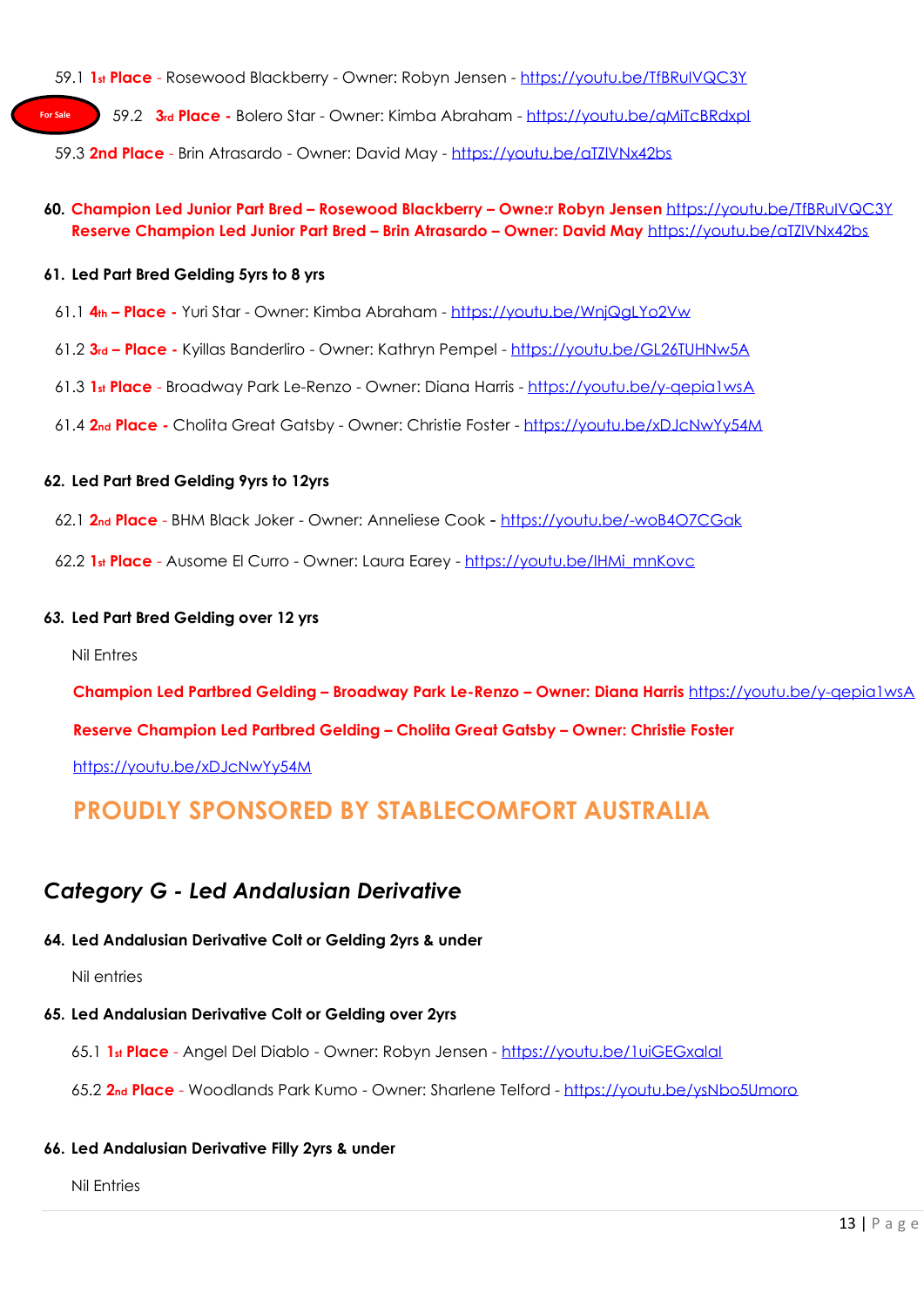59.1 1st Place - Rosewood Blackberry - Owner: Robyn Jensen - https://youtu.be/TfBRuIVQC3Y

For Sale 59.2 3rd Place - Bolero Star - Owner: Kimba Abraham - https://youtu.be/qMiTcBRdxpI

59.3 2nd Place - Brin Atrasardo - Owner: David May - https://youtu.be/aTZlVNx42bs

**60. Champion Led Junior Part Bred – Rosewood Blackberry – Owne:r Robyn Jensen** https://youtu.be/TfBRuIVQC3Y
**Reserve Champion Led Junior Part Bred – Brin Atrasardo – Owner: David May** https://youtu.be/aTZlVNx42bs

**61. Led Part Bred Gelding 5yrs to 8 yrs**

61.1 4th – Place - Yuri Star - Owner: Kimba Abraham - https://youtu.be/WnjQgLYo2Vw

61.2 3rd – Place - Kyillas Banderliro - Owner: Kathryn Pempel - https://youtu.be/GL26TUHNw5A

61.3 1st Place - Broadway Park Le-Renzo - Owner: Diana Harris - https://youtu.be/y-qepia1wsA

61.4 2nd Place - Cholita Great Gatsby - Owner: Christie Foster - https://youtu.be/xDJcNwYy54M

**62. Led Part Bred Gelding 9yrs to 12yrs**

62.1 2nd Place - BHM Black Joker - Owner: Anneliese Cook - https://youtu.be/-woB4O7CGak

62.2 1st Place - Ausome El Curro - Owner: Laura Earey - https://youtu.be/IHMi_mnKovc

**63. Led Part Bred Gelding over 12 yrs**

Nil Entres

**Champion Led Partbred Gelding – Broadway Park Le-Renzo – Owner: Diana Harris** https://youtu.be/y-qepia1wsA

**Reserve Champion Led Partbred Gelding – Cholita Great Gatsby – Owner: Christie Foster**

https://youtu.be/xDJcNwYy54M

## PROUDLY SPONSORED BY STABLECOMFORT AUSTRALIA

## *Category G - Led Andalusian Derivative*

**64. Led Andalusian Derivative Colt or Gelding 2yrs & under**

Nil entries

**65. Led Andalusian Derivative Colt or Gelding over 2yrs**

65.1 1st Place - Angel Del Diablo - Owner: Robyn Jensen - https://youtu.be/1uiGEGxalal

65.2 2nd Place - Woodlands Park Kumo - Owner: Sharlene Telford - https://youtu.be/ysNbo5Umoro

**66. Led Andalusian Derivative Filly 2yrs & under**

Nil Entries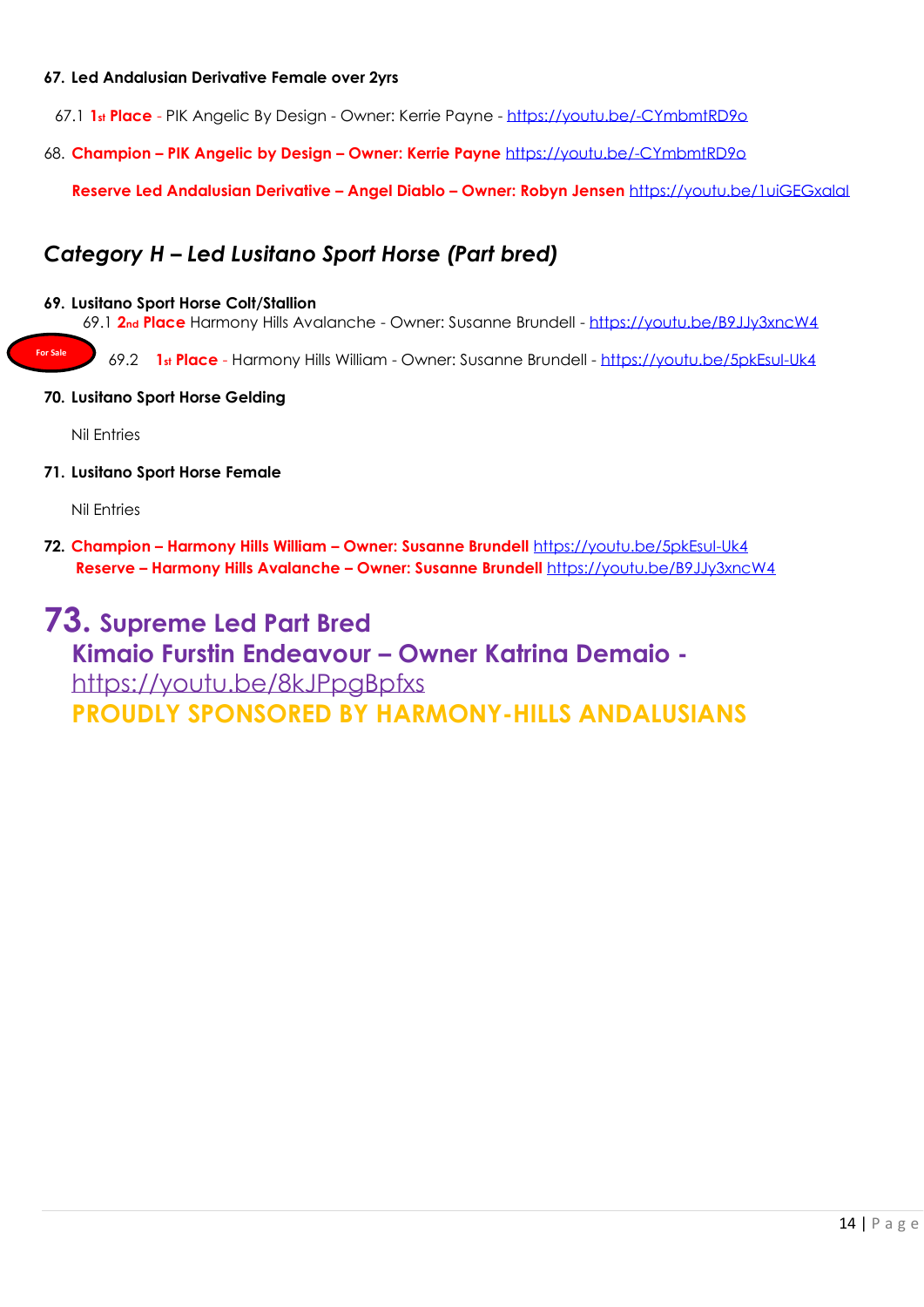**67. Led Andalusian Derivative Female over 2yrs**

67.1 **1st Place** - PIK Angelic By Design - Owner: Kerrie Payne - https://youtu.be/-CYmbmtRD9o

68. **Champion – PIK Angelic by Design – Owner: Kerrie Payne** https://youtu.be/-CYmbmtRD9o

**Reserve Led Andalusian Derivative – Angel Diablo – Owner: Robyn Jensen** https://youtu.be/1uiGEGxalal

## *Category H – Led Lusitano Sport Horse (Part bred)*

**69. Lusitano Sport Horse Colt/Stallion**

69.1 **2nd Place** Harmony Hills Avalanche - Owner: Susanne Brundell - https://youtu.be/B9JJy3xncW4

For Sale

69.2 **1st Place** - Harmony Hills William - Owner: Susanne Brundell - https://youtu.be/5pkEsul-Uk4

**70. Lusitano Sport Horse Gelding**

Nil Entries

**71. Lusitano Sport Horse Female**

Nil Entries

**72. Champion – Harmony Hills William – Owner: Susanne Brundell** https://youtu.be/5pkEsul-Uk4

**Reserve – Harmony Hills Avalanche – Owner: Susanne Brundell** https://youtu.be/B9JJy3xncW4

## 73. Supreme Led Part Bred

**Kimaio Furstin Endeavour – Owner Katrina Demaio -**
https://youtu.be/8kJPpgBpfxs

**PROUDLY SPONSORED BY HARMONY-HILLS ANDALUSIANS**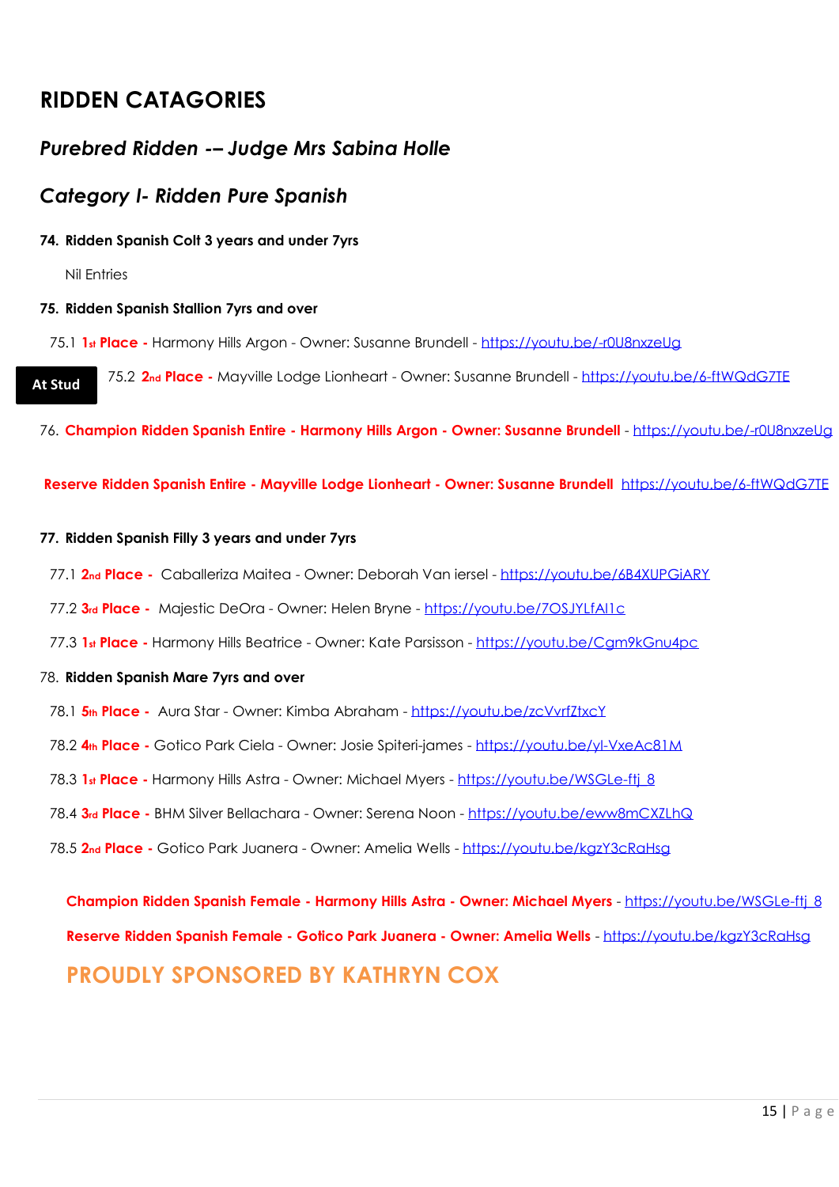# RIDDEN CATAGORIES

## *Purebred Ridden -– Judge Mrs Sabina Holle*

## *Category I- Ridden Pure Spanish*

**74. Ridden Spanish Colt 3 years and under 7yrs**

Nil Entries

**75. Ridden Spanish Stallion 7yrs and over**

75.1 **1st Place -** Harmony Hills Argon - Owner: Susanne Brundell - https://youtu.be/-r0U8nxzeUg

**At Stud** 75.2 **2nd Place -** Mayville Lodge Lionheart - Owner: Susanne Brundell - https://youtu.be/6-ftWQdG7TE

76. **Champion Ridden Spanish Entire - Harmony Hills Argon - Owner: Susanne Brundell** - https://youtu.be/-r0U8nxzeUg

**Reserve Ridden Spanish Entire - Mayville Lodge Lionheart - Owner: Susanne Brundell** https://youtu.be/6-ftWQdG7TE

**77. Ridden Spanish Filly 3 years and under 7yrs**

77.1 **2nd Place -** Caballeriza Maitea - Owner: Deborah Van iersel - https://youtu.be/6B4XUPGiARY

77.2 **3rd Place -** Majestic DeOra - Owner: Helen Bryne - https://youtu.be/7OSJYLfAI1c

77.3 **1st Place -** Harmony Hills Beatrice - Owner: Kate Parsisson - https://youtu.be/Cgm9kGnu4pc

78. **Ridden Spanish Mare 7yrs and over**

78.1 **5th Place -** Aura Star - Owner: Kimba Abraham - https://youtu.be/zcVvrfZtxcY

78.2 **4th Place -** Gotico Park Ciela - Owner: Josie Spiteri-james - https://youtu.be/yl-VxeAc81M

78.3 **1st Place -** Harmony Hills Astra - Owner: Michael Myers - https://youtu.be/WSGLe-ftj_8

78.4 **3rd Place -** BHM Silver Bellachara - Owner: Serena Noon - https://youtu.be/eww8mCXZLhQ

78.5 **2nd Place -** Gotico Park Juanera - Owner: Amelia Wells - https://youtu.be/kgzY3cRaHsg

**Champion Ridden Spanish Female - Harmony Hills Astra - Owner: Michael Myers** - https://youtu.be/WSGLe-ftj_8

**Reserve Ridden Spanish Female - Gotico Park Juanera - Owner: Amelia Wells** - https://youtu.be/kgzY3cRaHsg

**PROUDLY SPONSORED BY KATHRYN COX**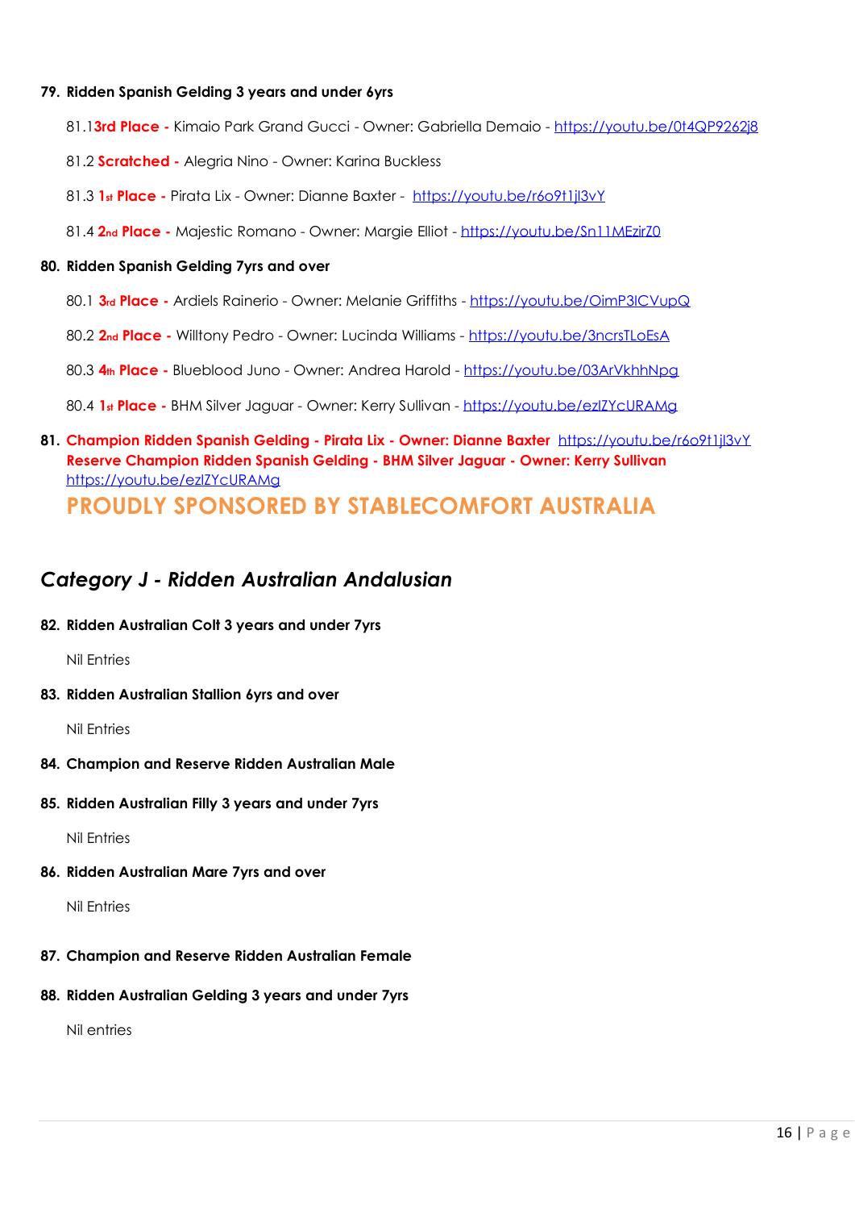**79. Ridden Spanish Gelding 3 years and under 6yrs**

81.1 **3rd Place -** Kimaio Park Grand Gucci - Owner: Gabriella Demaio - https://youtu.be/0t4QP9262j8

81.2 **Scratched -** Alegria Nino - Owner: Karina Buckless

81.3 **1st Place -** Pirata Lix - Owner: Dianne Baxter - https://youtu.be/r6o9t1jl3vY

81.4 **2nd Place -** Majestic Romano - Owner: Margie Elliot - https://youtu.be/Sn11MEzirZ0

**80. Ridden Spanish Gelding 7yrs and over**

80.1 **3rd Place -** Ardiels Rainerio - Owner: Melanie Griffiths - https://youtu.be/OimP3lCVupQ

80.2 **2nd Place -** Willtony Pedro - Owner: Lucinda Williams - https://youtu.be/3ncrsTLoEsA

80.3 **4th Place -** Blueblood Juno - Owner: Andrea Harold - https://youtu.be/03ArVkhhNpg

80.4 **1st Place -** BHM Silver Jaguar - Owner: Kerry Sullivan - https://youtu.be/ezIZYcURAMg

**81. Champion Ridden Spanish Gelding - Pirata Lix - Owner: Dianne Baxter** https://youtu.be/r6o9t1jl3vY
**Reserve Champion Ridden Spanish Gelding - BHM Silver Jaguar - Owner: Kerry Sullivan**
https://youtu.be/ezIZYcURAMg

**PROUDLY SPONSORED BY STABLECOMFORT AUSTRALIA**

## *Category J - Ridden Australian Andalusian*

**82. Ridden Australian Colt 3 years and under 7yrs**

Nil Entries

**83. Ridden Australian Stallion 6yrs and over**

Nil Entries

**84. Champion and Reserve Ridden Australian Male**

**85. Ridden Australian Filly 3 years and under 7yrs**

Nil Entries

**86. Ridden Australian Mare 7yrs and over**

Nil Entries

**87. Champion and Reserve Ridden Australian Female**

**88. Ridden Australian Gelding 3 years and under 7yrs**

Nil entries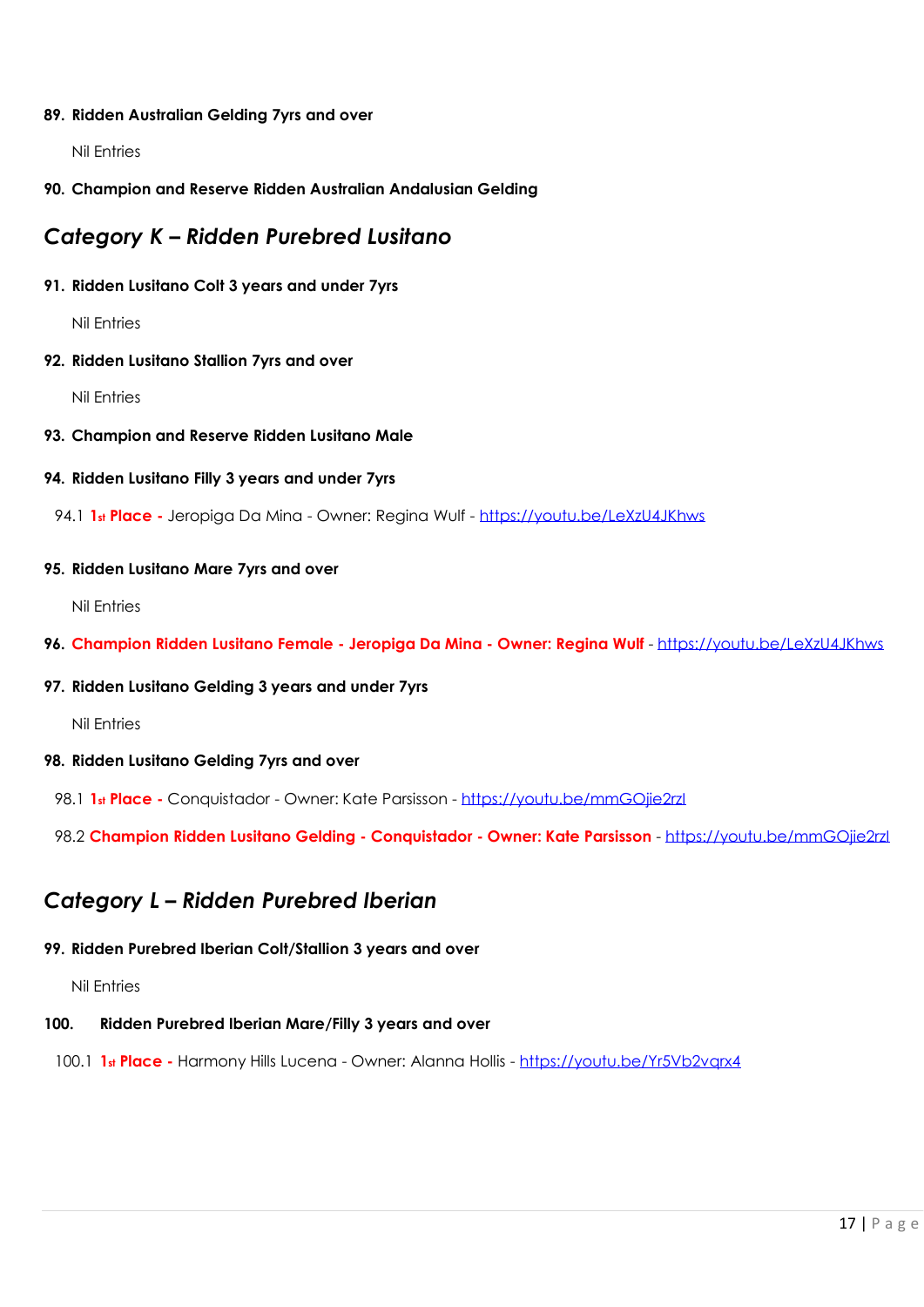**89. Ridden Australian Gelding 7yrs and over**

Nil Entries

**90. Champion and Reserve Ridden Australian Andalusian Gelding**

## *Category K – Ridden Purebred Lusitano*

**91. Ridden Lusitano Colt 3 years and under 7yrs**

Nil Entries

**92. Ridden Lusitano Stallion 7yrs and over**

Nil Entries

**93. Champion and Reserve Ridden Lusitano Male**

**94. Ridden Lusitano Filly 3 years and under 7yrs**

94.1 **1st Place -** Jeropiga Da Mina - Owner: Regina Wulf - https://youtu.be/LeXzU4JKhws

**95. Ridden Lusitano Mare 7yrs and over**

Nil Entries

**96. Champion Ridden Lusitano Female - Jeropiga Da Mina - Owner: Regina Wulf** - https://youtu.be/LeXzU4JKhws

**97. Ridden Lusitano Gelding 3 years and under 7yrs**

Nil Entries

**98. Ridden Lusitano Gelding 7yrs and over**

98.1 **1st Place -** Conquistador - Owner: Kate Parsisson - https://youtu.be/mmGOjie2rzl

98.2 **Champion Ridden Lusitano Gelding - Conquistador - Owner: Kate Parsisson** - https://youtu.be/mmGOjie2rzl

## *Category L – Ridden Purebred Iberian*

**99. Ridden Purebred Iberian Colt/Stallion 3 years and over**

Nil Entries

**100. Ridden Purebred Iberian Mare/Filly 3 years and over**

100.1 **1st Place -** Harmony Hills Lucena - Owner: Alanna Hollis - https://youtu.be/Yr5Vb2vqrx4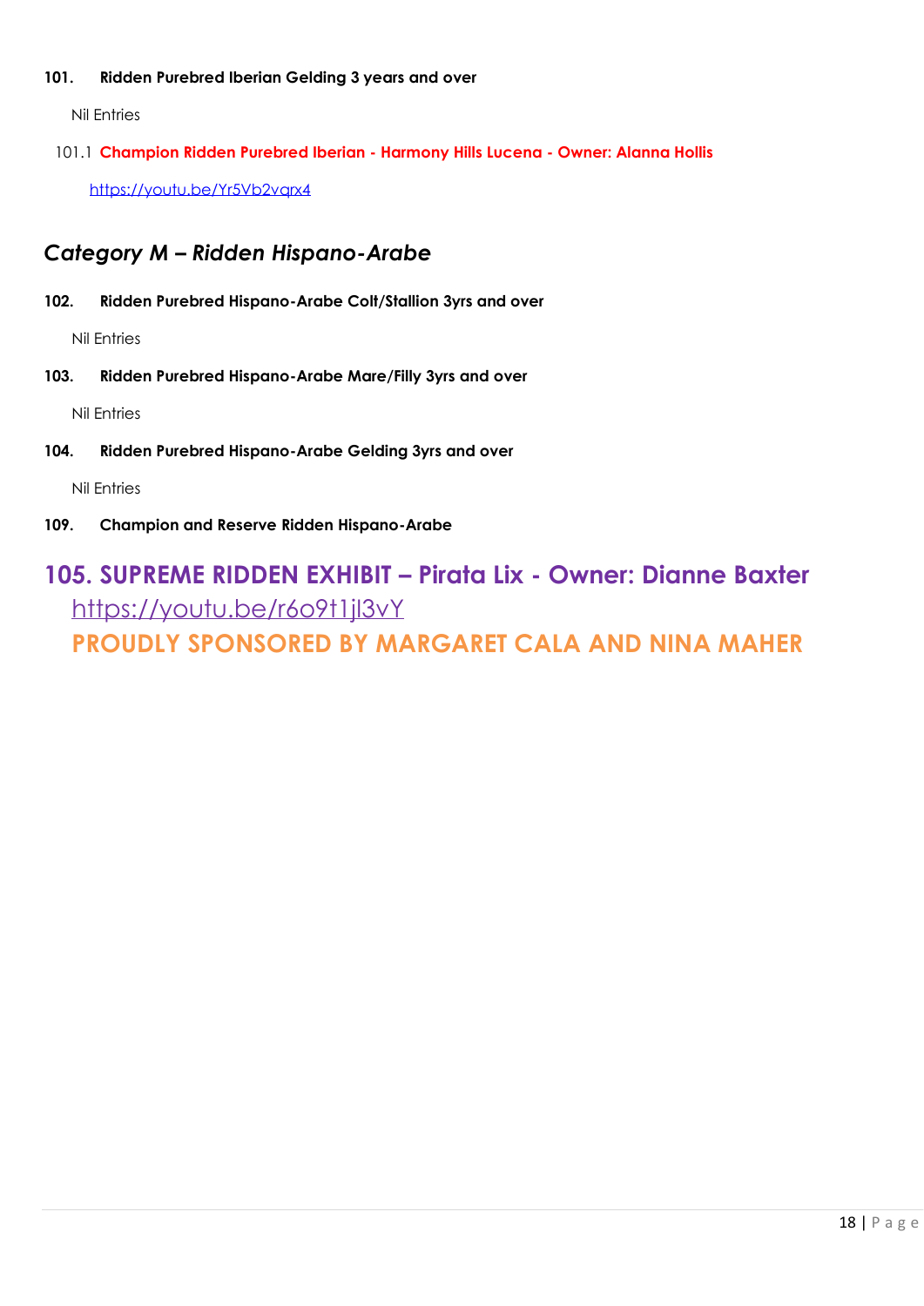**101. Ridden Purebred Iberian Gelding 3 years and over**

Nil Entries

101.1 **Champion Ridden Purebred Iberian - Harmony Hills Lucena - Owner: Alanna Hollis**

https://youtu.be/Yr5Vb2vqrx4

## *Category M – Ridden Hispano-Arabe*

**102. Ridden Purebred Hispano-Arabe Colt/Stallion 3yrs and over**

Nil Entries

**103. Ridden Purebred Hispano-Arabe Mare/Filly 3yrs and over**

Nil Entries

**104. Ridden Purebred Hispano-Arabe Gelding 3yrs and over**

Nil Entries

**109. Champion and Reserve Ridden Hispano-Arabe**

## 105. SUPREME RIDDEN EXHIBIT – Pirata Lix - Owner: Dianne Baxter

https://youtu.be/r6o9t1jl3vY

**PROUDLY SPONSORED BY MARGARET CALA AND NINA MAHER**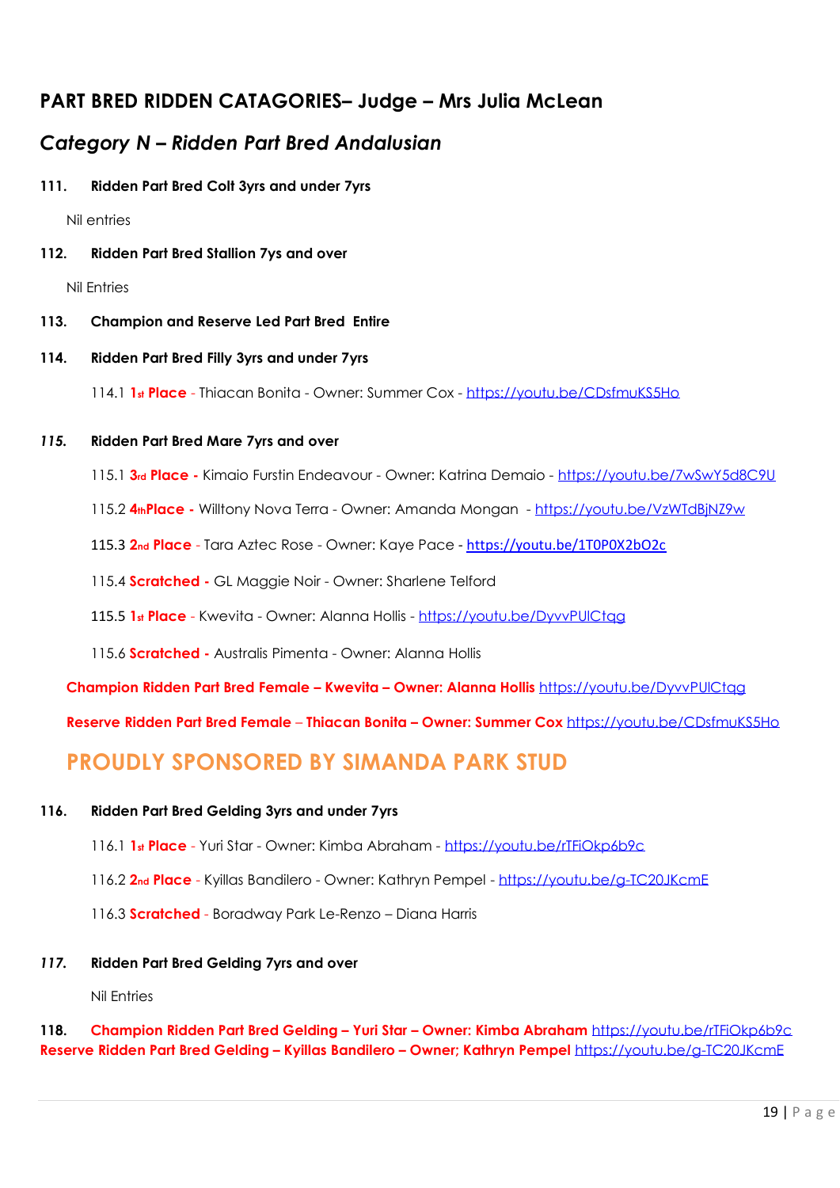## PART BRED RIDDEN CATAGORIES– Judge – Mrs Julia McLean

### *Category N – Ridden Part Bred Andalusian*

**111. Ridden Part Bred Colt 3yrs and under 7yrs**

Nil entries

**112. Ridden Part Bred Stallion 7ys and over**

Nil Entries

**113. Champion and Reserve Led Part Bred Entire**

**114. Ridden Part Bred Filly 3yrs and under 7yrs**

114.1 **1st Place** - Thiacan Bonita - Owner: Summer Cox - https://youtu.be/CDsfmuKS5Ho

***115.* Ridden Part Bred Mare 7yrs and over**

115.1 **3rd Place** - Kimaio Furstin Endeavour - Owner: Katrina Demaio - https://youtu.be/7wSwY5d8C9U

115.2 **4thPlace** - Willtony Nova Terra - Owner: Amanda Mongan - https://youtu.be/VzWTdBjNZ9w

115.3 **2nd Place** - Tara Aztec Rose - Owner: Kaye Pace - https://youtu.be/1T0P0X2bO2c

115.4 **Scratched** - GL Maggie Noir - Owner: Sharlene Telford

115.5 **1st Place** - Kwevita - Owner: Alanna Hollis - https://youtu.be/DyvvPUlCtqg

115.6 **Scratched** - Australis Pimenta - Owner: Alanna Hollis

**Champion Ridden Part Bred Female – Kwevita – Owner: Alanna Hollis** https://youtu.be/DyvvPUlCtqg

**Reserve Ridden Part Bred Female – Thiacan Bonita – Owner: Summer Cox** https://youtu.be/CDsfmuKS5Ho

## PROUDLY SPONSORED BY SIMANDA PARK STUD

**116. Ridden Part Bred Gelding 3yrs and under 7yrs**

116.1 **1st Place** - Yuri Star - Owner: Kimba Abraham - https://youtu.be/rTFiOkp6b9c

116.2 **2nd Place** - Kyillas Bandilero - Owner: Kathryn Pempel - https://youtu.be/g-TC20JKcmE

116.3 **Scratched** - Boradway Park Le-Renzo – Diana Harris

***117.* Ridden Part Bred Gelding 7yrs and over**

Nil Entries

**118. Champion Ridden Part Bred Gelding – Yuri Star – Owner: Kimba Abraham** https://youtu.be/rTFiOkp6b9c
**Reserve Ridden Part Bred Gelding – Kyillas Bandilero – Owner; Kathryn Pempel** https://youtu.be/g-TC20JKcmE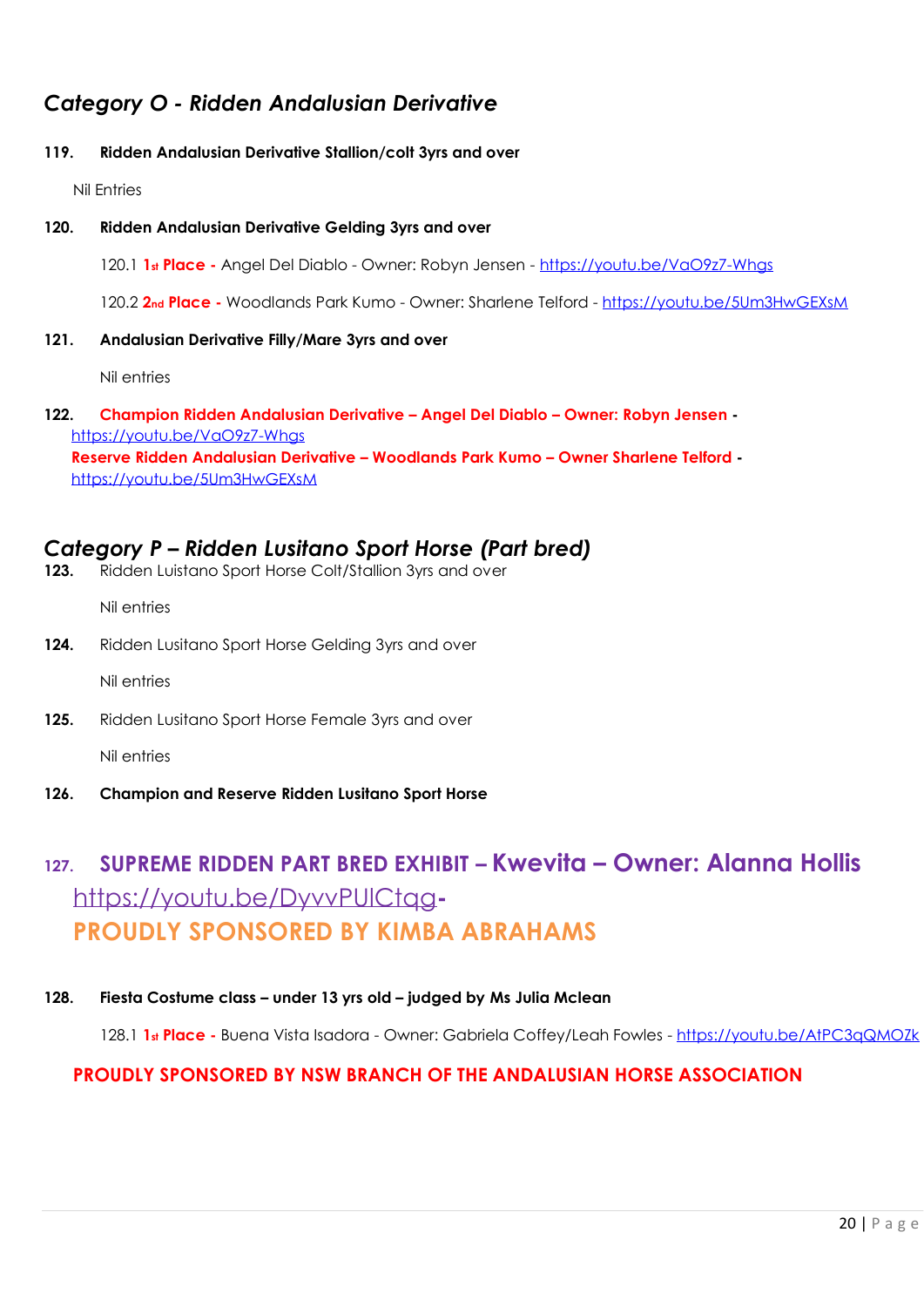## *Category O - Ridden Andalusian Derivative*

**119. Ridden Andalusian Derivative Stallion/colt 3yrs and over**

Nil Entries

**120. Ridden Andalusian Derivative Gelding 3yrs and over**

120.1 **1st Place -** Angel Del Diablo - Owner: Robyn Jensen - https://youtu.be/VaO9z7-Whgs

120.2 **2nd Place -** Woodlands Park Kumo - Owner: Sharlene Telford - https://youtu.be/5Um3HwGEXsM

**121. Andalusian Derivative Filly/Mare 3yrs and over**

Nil entries

**122. Champion Ridden Andalusian Derivative – Angel Del Diablo – Owner: Robyn Jensen -** https://youtu.be/VaO9z7-Whgs
**Reserve Ridden Andalusian Derivative – Woodlands Park Kumo – Owner Sharlene Telford -** https://youtu.be/5Um3HwGEXsM

## *Category P – Ridden Lusitano Sport Horse (Part bred)*

**123.** Ridden Luistano Sport Horse Colt/Stallion 3yrs and over

Nil entries

**124.** Ridden Lusitano Sport Horse Gelding 3yrs and over

Nil entries

**125.** Ridden Lusitano Sport Horse Female 3yrs and over

Nil entries

**126. Champion and Reserve Ridden Lusitano Sport Horse**

**127. SUPREME RIDDEN PART BRED EXHIBIT – Kwevita – Owner: Alanna Hollis** https://youtu.be/DyvvPUlCtqg-
**PROUDLY SPONSORED BY KIMBA ABRAHAMS**

**128. Fiesta Costume class – under 13 yrs old – judged by Ms Julia Mclean**

128.1 **1st Place -** Buena Vista Isadora - Owner: Gabriela Coffey/Leah Fowles - https://youtu.be/AtPC3qQMOZk

**PROUDLY SPONSORED BY NSW BRANCH OF THE ANDALUSIAN HORSE ASSOCIATION**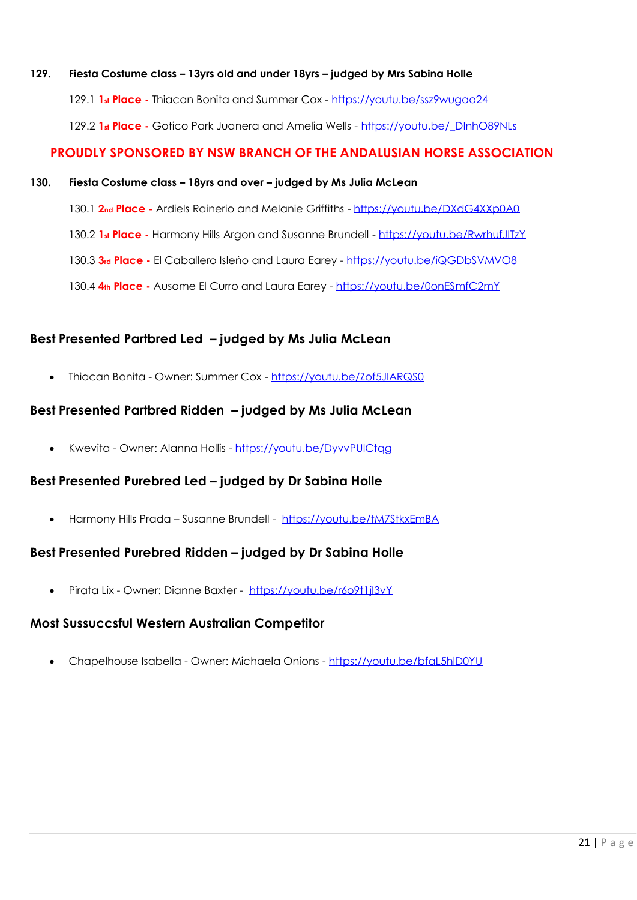**129. Fiesta Costume class – 13yrs old and under 18yrs – judged by Mrs Sabina Holle**

129.1 **1st Place -** Thiacan Bonita and Summer Cox - https://youtu.be/ssz9wugao24

129.2 **1st Place -** Gotico Park Juanera and Amelia Wells - https://youtu.be/_DlnhO89NLs

**PROUDLY SPONSORED BY NSW BRANCH OF THE ANDALUSIAN HORSE ASSOCIATION**

**130. Fiesta Costume class – 18yrs and over – judged by Ms Julia McLean**

130.1 **2nd Place -** Ardiels Rainerio and Melanie Griffiths - https://youtu.be/DXdG4XXp0A0

130.2 **1st Place -** Harmony Hills Argon and Susanne Brundell - https://youtu.be/RwrhufJITzY

130.3 **3rd Place -** El Caballero Isleńo and Laura Earey - https://youtu.be/iQGDbSVMVO8

130.4 **4th Place -** Ausome El Curro and Laura Earey - https://youtu.be/0onESmfC2mY

### Best Presented Partbred Led – judged by Ms Julia McLean

- Thiacan Bonita - Owner: Summer Cox - https://youtu.be/Zof5JIARQS0

### Best Presented Partbred Ridden – judged by Ms Julia McLean

- Kwevita - Owner: Alanna Hollis - https://youtu.be/DyvvPUlCtqg

### Best Presented Purebred Led – judged by Dr Sabina Holle

- Harmony Hills Prada – Susanne Brundell - https://youtu.be/tM7StkxEmBA

### Best Presented Purebred Ridden – judged by Dr Sabina Holle

- Pirata Lix - Owner: Dianne Baxter - https://youtu.be/r6o9t1jl3vY

### Most Sussuccsful Western Australian Competitor

- Chapelhouse Isabella - Owner: Michaela Onions - https://youtu.be/bfaL5hlD0YU